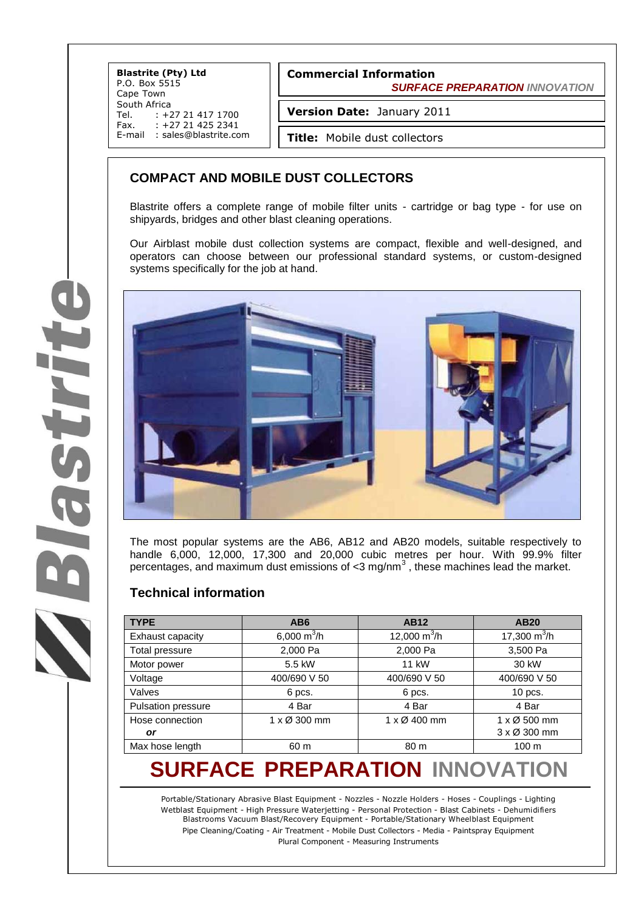**Blastrite (Pty) Ltd**
P.O. Box 5515
Cape Town
South Africa
Tel. : +27 21 417 1700
Fax. : +27 21 425 2341
E-mail : sales@blastrite.com

**Commercial Information**
***SURFACE PREPARATION*** ***INNOVATION***

**Version Date:** January 2011

**Title:** Mobile dust collectors

## COMPACT AND MOBILE DUST COLLECTORS

Blastrite offers a complete range of mobile filter units - cartridge or bag type - for use on shipyards, bridges and other blast cleaning operations.

Our Airblast mobile dust collection systems are compact, flexible and well-designed, and operators can choose between our professional standard systems, or custom-designed systems specifically for the job at hand.

The most popular systems are the AB6, AB12 and AB20 models, suitable respectively to handle 6,000, 12,000, 17,300 and 20,000 cubic metres per hour. With 99.9% filter percentages, and maximum dust emissions of <3 mg/nm$^3$ , these machines lead the market.

### Technical information

| TYPE | AB6 | AB12 | AB20 |
|---|---|---|---|
| Exhaust capacity | 6,000 m$^3$/h | 12,000 m$^3$/h | 17,300 m$^3$/h |
| Total pressure | 2,000 Pa | 2,000 Pa | 3,500 Pa |
| Motor power | 5.5 kW | 11 kW | 30 kW |
| Voltage | 400/690 V 50 | 400/690 V 50 | 400/690 V 50 |
| Valves | 6 pcs. | 6 pcs. | 10 pcs. |
| Pulsation pressure | 4 Bar | 4 Bar | 4 Bar |
| Hose connection ***or*** | 1 x Ø 300 mm | 1 x Ø 400 mm | 1 x Ø 500 mm 3 x Ø 300 mm |
| Max hose length | 60 m | 80 m | 100 m |

# SURFACE PREPARATION INNOVATION

Portable/Stationary Abrasive Blast Equipment - Nozzles - Nozzle Holders - Hoses - Couplings - Lighting
Wetblast Equipment - High Pressure Waterjetting - Personal Protection - Blast Cabinets - Dehumidifiers
Blastrooms Vacuum Blast/Recovery Equipment - Portable/Stationary Wheelblast Equipment
Pipe Cleaning/Coating - Air Treatment - Mobile Dust Collectors - Media - Paintspray Equipment
Plural Component - Measuring Instruments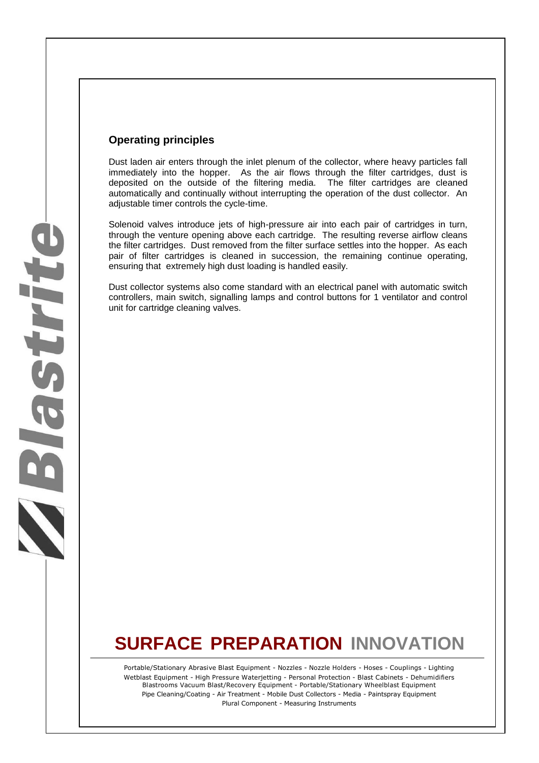## Operating principles

Dust laden air enters through the inlet plenum of the collector, where heavy particles fall immediately into the hopper. As the air flows through the filter cartridges, dust is deposited on the outside of the filtering media. The filter cartridges are cleaned automatically and continually without interrupting the operation of the dust collector. An adjustable timer controls the cycle-time.

Solenoid valves introduce jets of high-pressure air into each pair of cartridges in turn, through the venture opening above each cartridge. The resulting reverse airflow cleans the filter cartridges. Dust removed from the filter surface settles into the hopper. As each pair of filter cartridges is cleaned in succession, the remaining continue operating, ensuring that extremely high dust loading is handled easily.

Dust collector systems also come standard with an electrical panel with automatic switch controllers, main switch, signalling lamps and control buttons for 1 ventilator and control unit for cartridge cleaning valves.

Blastrite

# SURFACE PREPARATION INNOVATION

Portable/Stationary Abrasive Blast Equipment - Nozzles - Nozzle Holders - Hoses - Couplings - Lighting
Wetblast Equipment - High Pressure Waterjetting - Personal Protection - Blast Cabinets - Dehumidifiers
Blastrooms Vacuum Blast/Recovery Equipment - Portable/Stationary Wheelblast Equipment
Pipe Cleaning/Coating - Air Treatment - Mobile Dust Collectors - Media - Paintspray Equipment
Plural Component - Measuring Instruments